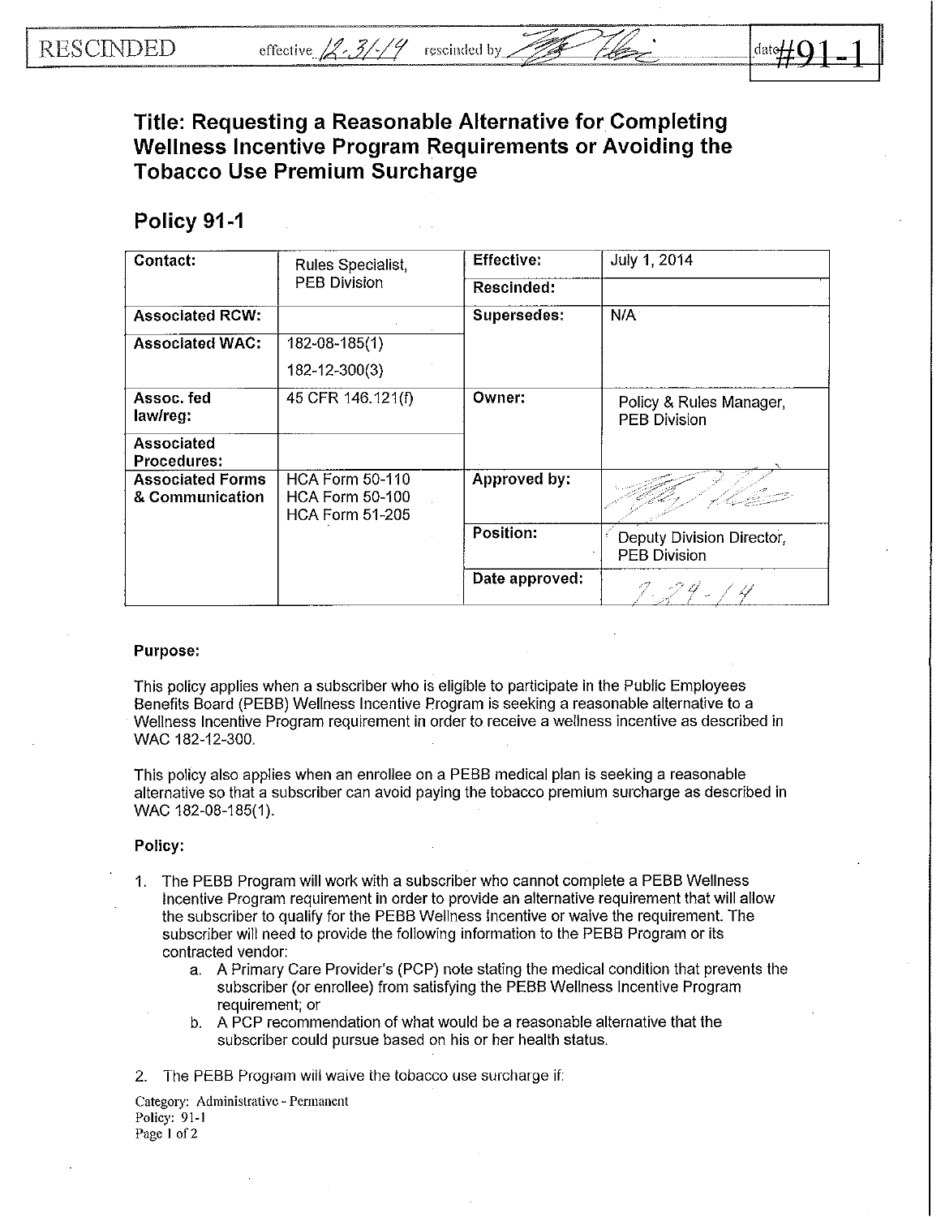RESCINDED effective 12-31-14 rescinded by [signature] date #91-1

# Title: Requesting a Reasonable Alternative for Completing Wellness Incentive Program Requirements or Avoiding the Tobacco Use Premium Surcharge

## Policy 91-1

| Contact: | Rules Specialist, PEB Division | Effective: | July 1, 2014 |
|---|---|---|---|
| | | Rescinded: | |
| Associated RCW: | | Supersedes: | N/A |
| Associated WAC: | 182-08-185(1)<br>182-12-300(3) | | |
| Assoc. fed law/reg: | 45 CFR 146.121(f) | Owner: | Policy & Rules Manager, PEB Division |
| Associated Procedures: | | | |
| Associated Forms & Communication | HCA Form 50-110<br>HCA Form 50-100<br>HCA Form 51-205 | Approved by: | [signature] |
| | | Position: | Deputy Division Director, PEB Division |
| | | Date approved: | 7-29-14 |

**Purpose:**

This policy applies when a subscriber who is eligible to participate in the Public Employees Benefits Board (PEBB) Wellness Incentive Program is seeking a reasonable alternative to a Wellness Incentive Program requirement in order to receive a wellness incentive as described in WAC 182-12-300.

This policy also applies when an enrollee on a PEBB medical plan is seeking a reasonable alternative so that a subscriber can avoid paying the tobacco premium surcharge as described in WAC 182-08-185(1).

**Policy:**

1. The PEBB Program will work with a subscriber who cannot complete a PEBB Wellness Incentive Program requirement in order to provide an alternative requirement that will allow the subscriber to qualify for the PEBB Wellness Incentive or waive the requirement. The subscriber will need to provide the following information to the PEBB Program or its contracted vendor:
   a. A Primary Care Provider's (PCP) note stating the medical condition that prevents the subscriber (or enrollee) from satisfying the PEBB Wellness Incentive Program requirement; or
   b. A PCP recommendation of what would be a reasonable alternative that the subscriber could pursue based on his or her health status.

2. The PEBB Program will waive the tobacco use surcharge if:

Category: Administrative - Permanent
Policy: 91-1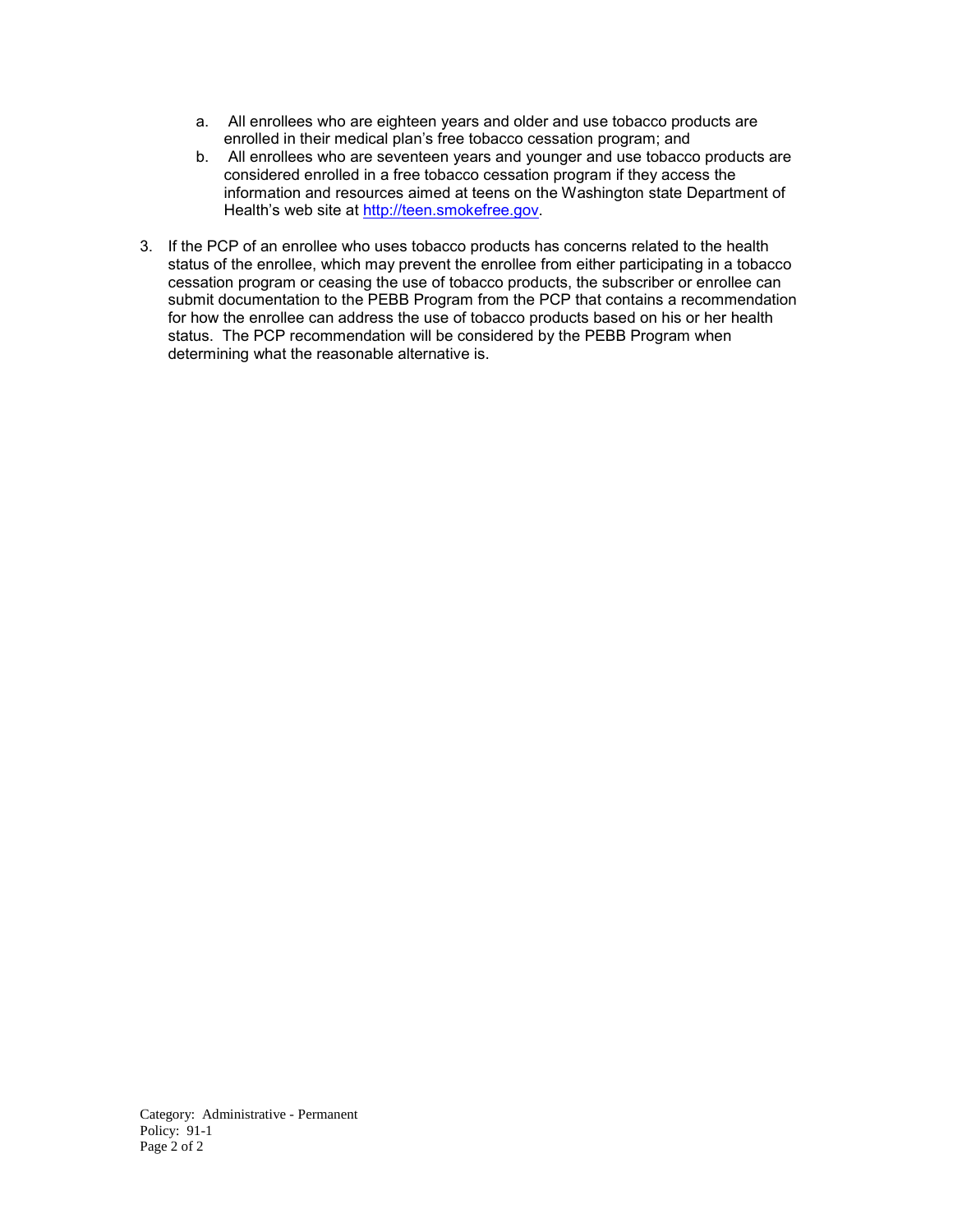a. All enrollees who are eighteen years and older and use tobacco products are enrolled in their medical plan's free tobacco cessation program; and
   b. All enrollees who are seventeen years and younger and use tobacco products are considered enrolled in a free tobacco cessation program if they access the information and resources aimed at teens on the Washington state Department of Health's web site at http://teen.smokefree.gov.

3. If the PCP of an enrollee who uses tobacco products has concerns related to the health status of the enrollee, which may prevent the enrollee from either participating in a tobacco cessation program or ceasing the use of tobacco products, the subscriber or enrollee can submit documentation to the PEBB Program from the PCP that contains a recommendation for how the enrollee can address the use of tobacco products based on his or her health status. The PCP recommendation will be considered by the PEBB Program when determining what the reasonable alternative is.

Category: Administrative - Permanent
Policy: 91-1